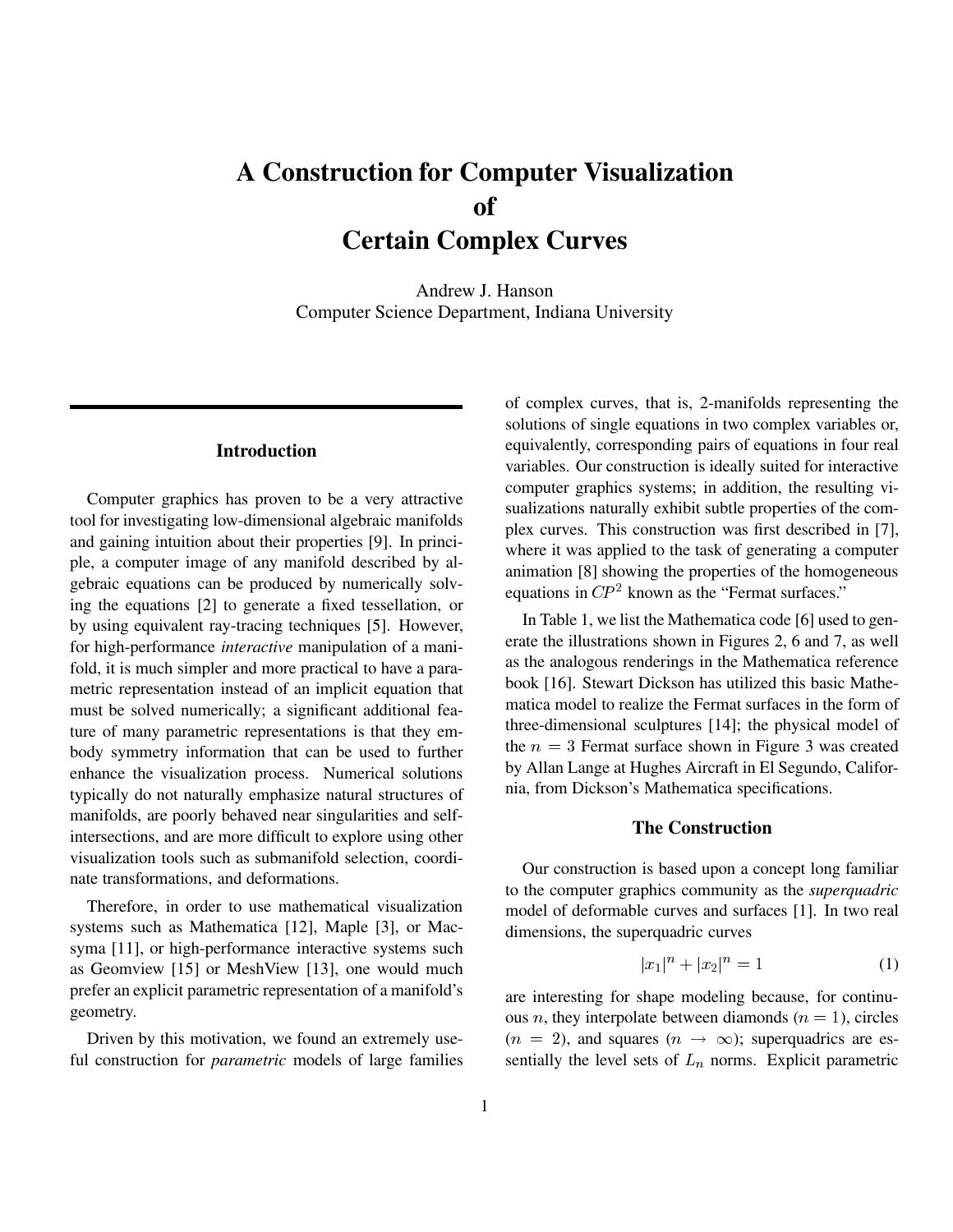# A Construction for Computer Visualization of Certain Complex Curves

Andrew J. Hanson
Computer Science Department, Indiana University

## Introduction

Computer graphics has proven to be a very attractive tool for investigating low-dimensional algebraic manifolds and gaining intuition about their properties [9]. In principle, a computer image of any manifold described by algebraic equations can be produced by numerically solving the equations [2] to generate a fixed tessellation, or by using equivalent ray-tracing techniques [5]. However, for high-performance *interactive* manipulation of a manifold, it is much simpler and more practical to have a parametric representation instead of an implicit equation that must be solved numerically; a significant additional feature of many parametric representations is that they embody symmetry information that can be used to further enhance the visualization process. Numerical solutions typically do not naturally emphasize natural structures of manifolds, are poorly behaved near singularities and self-intersections, and are more difficult to explore using other visualization tools such as submanifold selection, coordinate transformations, and deformations.

Therefore, in order to use mathematical visualization systems such as Mathematica [12], Maple [3], or Macsyma [11], or high-performance interactive systems such as Geomview [15] or MeshView [13], one would much prefer an explicit parametric representation of a manifold's geometry.

Driven by this motivation, we found an extremely useful construction for *parametric* models of large families of complex curves, that is, 2-manifolds representing the solutions of single equations in two complex variables or, equivalently, corresponding pairs of equations in four real variables. Our construction is ideally suited for interactive computer graphics systems; in addition, the resulting visualizations naturally exhibit subtle properties of the complex curves. This construction was first described in [7], where it was applied to the task of generating a computer animation [8] showing the properties of the homogeneous equations in $CP^2$ known as the "Fermat surfaces."

In Table 1, we list the Mathematica code [6] used to generate the illustrations shown in Figures 2, 6 and 7, as well as the analogous renderings in the Mathematica reference book [16]. Stewart Dickson has utilized this basic Mathematica model to realize the Fermat surfaces in the form of three-dimensional sculptures [14]; the physical model of the $n = 3$ Fermat surface shown in Figure 3 was created by Allan Lange at Hughes Aircraft in El Segundo, California, from Dickson's Mathematica specifications.

## The Construction

Our construction is based upon a concept long familiar to the computer graphics community as the *superquadric* model of deformable curves and surfaces [1]. In two real dimensions, the superquadric curves

$$|x_1|^n + |x_2|^n = 1 \tag{1}$$

are interesting for shape modeling because, for continuous $n$, they interpolate between diamonds ($n = 1$), circles ($n = 2$), and squares ($n \to \infty$); superquadrics are essentially the level sets of $L_n$ norms. Explicit parametric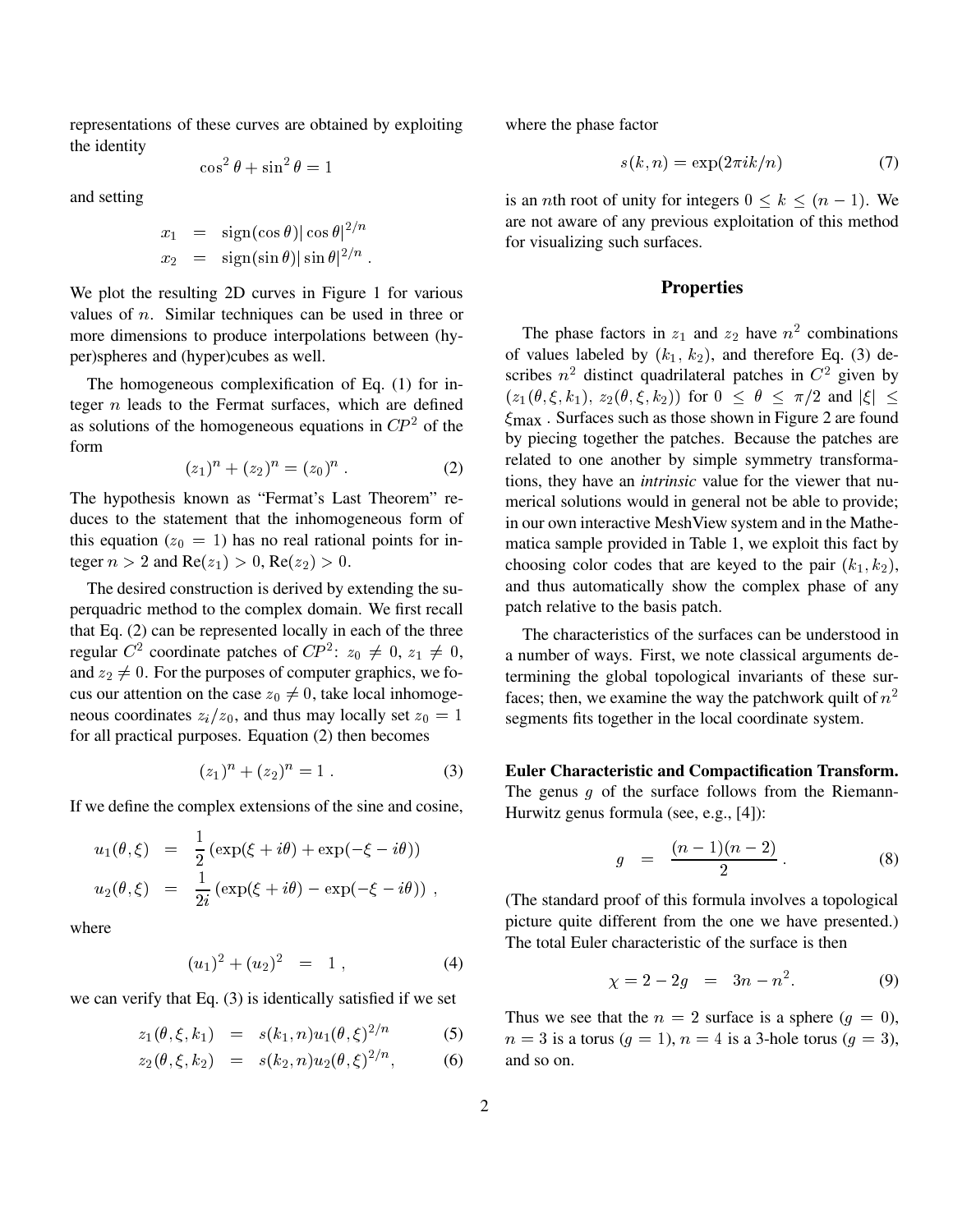representations of these curves are obtained by exploiting the identity

$$\cos^2\theta + \sin^2\theta = 1$$

and setting

$$\begin{aligned} x_1 &= \operatorname{sign}(\cos\theta)|\cos\theta|^{2/n} \\ x_2 &= \operatorname{sign}(\sin\theta)|\sin\theta|^{2/n} . \end{aligned}$$

We plot the resulting 2D curves in Figure 1 for various values of $n$. Similar techniques can be used in three or more dimensions to produce interpolations between (hyper)spheres and (hyper)cubes as well.

The homogeneous complexification of Eq. (1) for integer $n$ leads to the Fermat surfaces, which are defined as solutions of the homogeneous equations in $CP^2$ of the form

$$(z_1)^n + (z_2)^n = (z_0)^n . \tag{2}$$

The hypothesis known as "Fermat's Last Theorem" reduces to the statement that the inhomogeneous form of this equation ($z_0 = 1$) has no real rational points for integer $n > 2$ and $\mathrm{Re}(z_1) > 0, \mathrm{Re}(z_2) > 0$.

The desired construction is derived by extending the superquadric method to the complex domain. We first recall that Eq. (2) can be represented locally in each of the three regular $C^2$ coordinate patches of $CP^2$: $z_0 \neq 0$, $z_1 \neq 0$, and $z_2 \neq 0$. For the purposes of computer graphics, we focus our attention on the case $z_0 \neq 0$, take local inhomogeneous coordinates $z_i/z_0$, and thus may locally set $z_0 = 1$ for all practical purposes. Equation (2) then becomes

$$(z_1)^n + (z_2)^n = 1 . \tag{3}$$

If we define the complex extensions of the sine and cosine,

$$\begin{aligned} u_1(\theta,\xi) &= \frac{1}{2}\left(\exp(\xi + i\theta) + \exp(-\xi - i\theta)\right) \\ u_2(\theta,\xi) &= \frac{1}{2i}\left(\exp(\xi + i\theta) - \exp(-\xi - i\theta)\right) , \end{aligned}$$

where

$$(u_1)^2 + (u_2)^2 = 1 , \tag{4}$$

we can verify that Eq. (3) is identically satisfied if we set

$$z_1(\theta,\xi,k_1) = s(k_1,n)u_1(\theta,\xi)^{2/n} \tag{5}$$

$$z_2(\theta,\xi,k_2) = s(k_2,n)u_2(\theta,\xi)^{2/n}, \tag{6}$$

where the phase factor

$$s(k,n) = \exp(2\pi i k/n) \tag{7}$$

is an $n$th root of unity for integers $0 \leq k \leq (n-1)$. We are not aware of any previous exploitation of this method for visualizing such surfaces.

## Properties

The phase factors in $z_1$ and $z_2$ have $n^2$ combinations of values labeled by $(k_1, k_2)$, and therefore Eq. (3) describes $n^2$ distinct quadrilateral patches in $C^2$ given by $(z_1(\theta,\xi,k_1),\ z_2(\theta,\xi,k_2))$ for $0 \leq \theta \leq \pi/2$ and $|\xi| \leq \xi_{\max}$ . Surfaces such as those shown in Figure 2 are found by piecing together the patches. Because the patches are related to one another by simple symmetry transformations, they have an *intrinsic* value for the viewer that numerical solutions would in general not be able to provide; in our own interactive MeshView system and in the Mathematica sample provided in Table 1, we exploit this fact by choosing color codes that are keyed to the pair $(k_1, k_2)$, and thus automatically show the complex phase of any patch relative to the basis patch.

The characteristics of the surfaces can be understood in a number of ways. First, we note classical arguments determining the global topological invariants of these surfaces; then, we examine the way the patchwork quilt of $n^2$ segments fits together in the local coordinate system.

**Euler Characteristic and Compactification Transform.** The genus $g$ of the surface follows from the Riemann-Hurwitz genus formula (see, e.g., [4]):

$$g = \frac{(n-1)(n-2)}{2} . \tag{8}$$

(The standard proof of this formula involves a topological picture quite different from the one we have presented.) The total Euler characteristic of the surface is then

$$\chi = 2 - 2g = 3n - n^2. \tag{9}$$

Thus we see that the $n = 2$ surface is a sphere ($g = 0$), $n = 3$ is a torus ($g = 1$), $n = 4$ is a 3-hole torus ($g = 3$), and so on.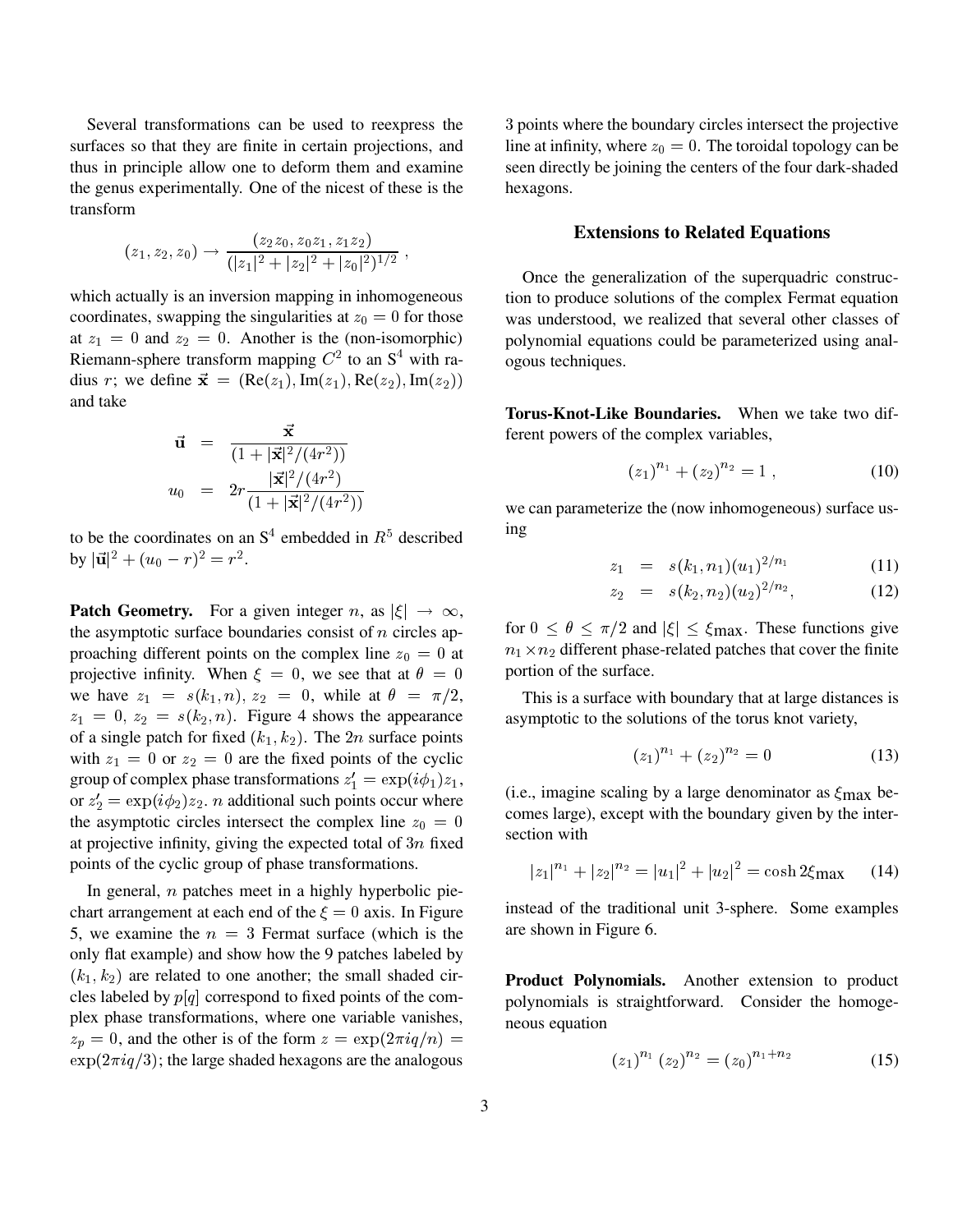Several transformations can be used to reexpress the surfaces so that they are finite in certain projections, and thus in principle allow one to deform them and examine the genus experimentally. One of the nicest of these is the transform

$$(z_1, z_2, z_0) \to \frac{(z_2 z_0, z_0 z_1, z_1 z_2)}{(|z_1|^2 + |z_2|^2 + |z_0|^2)^{1/2}} ,$$

which actually is an inversion mapping in inhomogeneous coordinates, swapping the singularities at $z_0 = 0$ for those at $z_1 = 0$ and $z_2 = 0$. Another is the (non-isomorphic) Riemann-sphere transform mapping $C^2$ to an $S^4$ with radius $r$; we define $\vec{\mathbf{x}} = (\mathrm{Re}(z_1), \mathrm{Im}(z_1), \mathrm{Re}(z_2), \mathrm{Im}(z_2))$ and take

$$\begin{aligned}
\vec{\mathbf{u}} &= \frac{\vec{\mathbf{x}}}{(1 + |\vec{\mathbf{x}}|^2/(4r^2))} \\
u_0 &= 2r \frac{|\vec{\mathbf{x}}|^2/(4r^2)}{(1 + |\vec{\mathbf{x}}|^2/(4r^2))}
\end{aligned}$$

to be the coordinates on an $S^4$ embedded in $R^5$ described by $|\vec{\mathbf{u}}|^2 + (u_0 - r)^2 = r^2$.

**Patch Geometry.** For a given integer $n$, as $|\xi| \to \infty$, the asymptotic surface boundaries consist of $n$ circles approaching different points on the complex line $z_0 = 0$ at projective infinity. When $\xi = 0$, we see that at $\theta = 0$ we have $z_1 = s(k_1, n)$, $z_2 = 0$, while at $\theta = \pi/2$, $z_1 = 0$, $z_2 = s(k_2, n)$. Figure 4 shows the appearance of a single patch for fixed $(k_1, k_2)$. The $2n$ surface points with $z_1 = 0$ or $z_2 = 0$ are the fixed points of the cyclic group of complex phase transformations $z_1' = \exp(i\phi_1) z_1$, or $z_2' = \exp(i\phi_2) z_2$. $n$ additional such points occur where the asymptotic circles intersect the complex line $z_0 = 0$ at projective infinity, giving the expected total of $3n$ fixed points of the cyclic group of phase transformations.

In general, $n$ patches meet in a highly hyperbolic pie-chart arrangement at each end of the $\xi = 0$ axis. In Figure 5, we examine the $n = 3$ Fermat surface (which is the only flat example) and show how the 9 patches labeled by $(k_1, k_2)$ are related to one another; the small shaded circles labeled by $p[q]$ correspond to fixed points of the complex phase transformations, where one variable vanishes, $z_p = 0$, and the other is of the form $z = \exp(2\pi i q/n) = \exp(2\pi i q/3)$; the large shaded hexagons are the analogous 3 points where the boundary circles intersect the projective line at infinity, where $z_0 = 0$. The toroidal topology can be seen directly be joining the centers of the four dark-shaded hexagons.

## Extensions to Related Equations

Once the generalization of the superquadric construction to produce solutions of the complex Fermat equation was understood, we realized that several other classes of polynomial equations could be parameterized using analogous techniques.

**Torus-Knot-Like Boundaries.** When we take two different powers of the complex variables,

$$(z_1)^{n_1} + (z_2)^{n_2} = 1 , \tag{10}$$

we can parameterize the (now inhomogeneous) surface using

$$\begin{aligned}
z_1 &= s(k_1, n_1)(u_1)^{2/n_1} && (11) \\
z_2 &= s(k_2, n_2)(u_2)^{2/n_2}, && (12)
\end{aligned}$$

for $0 \le \theta \le \pi/2$ and $|\xi| \le \xi_{\mathrm{max}}$. These functions give $n_1 \times n_2$ different phase-related patches that cover the finite portion of the surface.

This is a surface with boundary that at large distances is asymptotic to the solutions of the torus knot variety,

$$(z_1)^{n_1} + (z_2)^{n_2} = 0 \tag{13}$$

(i.e., imagine scaling by a large denominator as $\xi_{\mathrm{max}}$ becomes large), except with the boundary given by the intersection with

$$|z_1|^{n_1} + |z_2|^{n_2} = |u_1|^2 + |u_2|^2 = \cosh 2\xi_{\mathrm{max}} \tag{14}$$

instead of the traditional unit 3-sphere. Some examples are shown in Figure 6.

**Product Polynomials.** Another extension to product polynomials is straightforward. Consider the homogeneous equation

$$(z_1)^{n_1} \, (z_2)^{n_2} = (z_0)^{n_1 + n_2} \tag{15}$$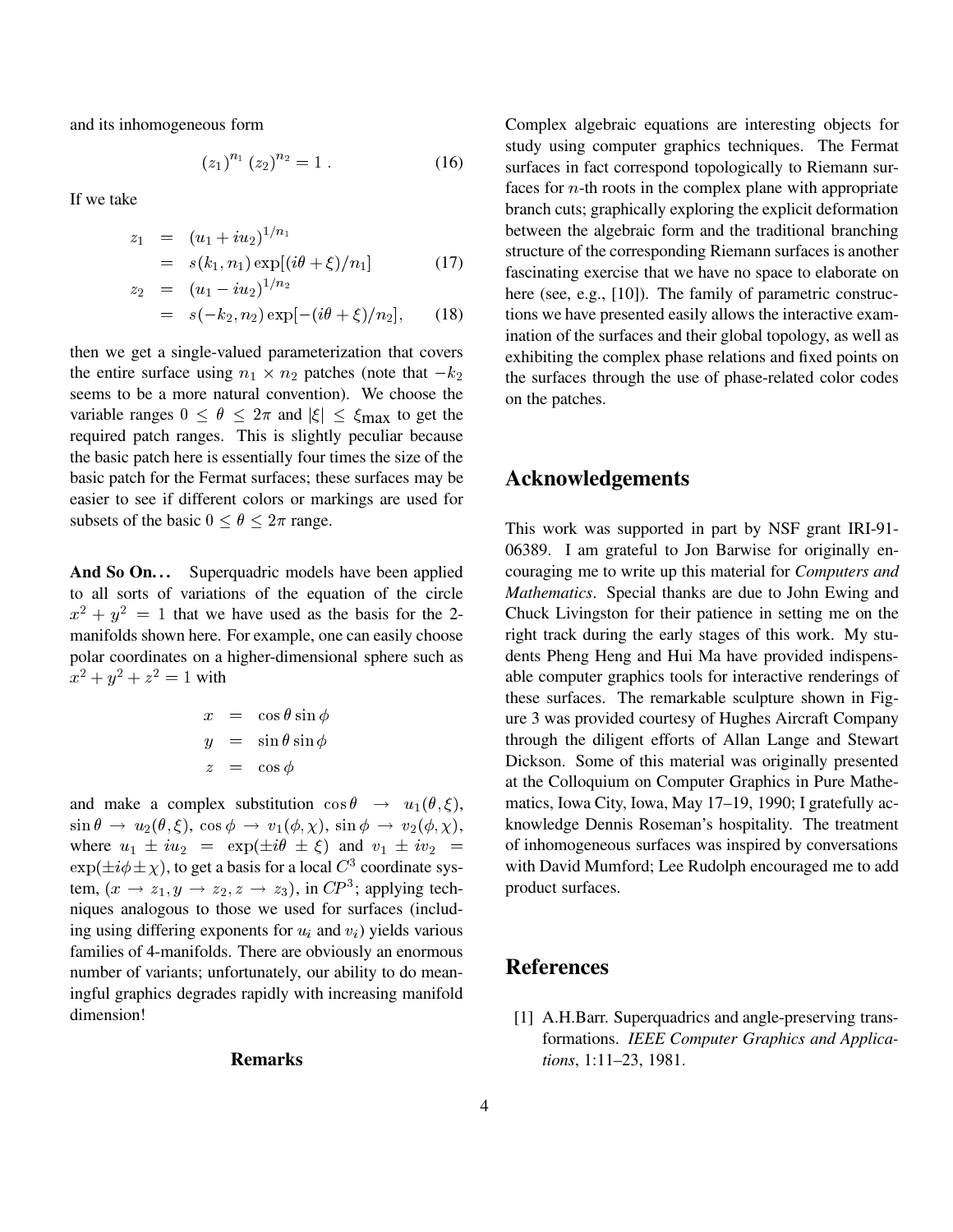and its inhomogeneous form

$$(z_1)^{n_1} (z_2)^{n_2} = 1 \; . \tag{16}$$

If we take

$$\begin{aligned} z_1 &= (u_1 + iu_2)^{1/n_1} \\ &= s(k_1, n_1) \exp[(i\theta + \xi)/n_1] \qquad (17) \\ z_2 &= (u_1 - iu_2)^{1/n_2} \\ &= s(-k_2, n_2) \exp[-(i\theta + \xi)/n_2], \qquad (18) \end{aligned}$$

then we get a single-valued parameterization that covers the entire surface using $n_1 \times n_2$ patches (note that $-k_2$ seems to be a more natural convention). We choose the variable ranges $0 \leq \theta \leq 2\pi$ and $|\xi| \leq \xi_{\max}$ to get the required patch ranges. This is slightly peculiar because the basic patch here is essentially four times the size of the basic patch for the Fermat surfaces; these surfaces may be easier to see if different colors or markings are used for subsets of the basic $0 \leq \theta \leq 2\pi$ range.

**And So On...** Superquadric models have been applied to all sorts of variations of the equation of the circle $x^2 + y^2 = 1$ that we have used as the basis for the 2-manifolds shown here. For example, one can easily choose polar coordinates on a higher-dimensional sphere such as $x^2 + y^2 + z^2 = 1$ with

$$\begin{aligned} x &= \cos\theta \sin\phi \\ y &= \sin\theta \sin\phi \\ z &= \cos\phi \end{aligned}$$

and make a complex substitution $\cos\theta \rightarrow u_1(\theta, \xi)$, $\sin\theta \rightarrow u_2(\theta, \xi)$, $\cos\phi \rightarrow v_1(\phi, \chi)$, $\sin\phi \rightarrow v_2(\phi, \chi)$, where $u_1 \pm iu_2 = \exp(\pm i\theta \pm \xi)$ and $v_1 \pm iv_2 = \exp(\pm i\phi \pm \chi)$, to get a basis for a local $C^3$ coordinate system, $(x \rightarrow z_1, y \rightarrow z_2, z \rightarrow z_3)$, in $CP^3$; applying techniques analogous to those we used for surfaces (including using differing exponents for $u_i$ and $v_i$) yields various families of 4-manifolds. There are obviously an enormous number of variants; unfortunately, our ability to do meaningful graphics degrades rapidly with increasing manifold dimension!

## Remarks

Complex algebraic equations are interesting objects for study using computer graphics techniques. The Fermat surfaces in fact correspond topologically to Riemann surfaces for $n$-th roots in the complex plane with appropriate branch cuts; graphically exploring the explicit deformation between the algebraic form and the traditional branching structure of the corresponding Riemann surfaces is another fascinating exercise that we have no space to elaborate on here (see, e.g., [10]). The family of parametric constructions we have presented easily allows the interactive examination of the surfaces and their global topology, as well as exhibiting the complex phase relations and fixed points on the surfaces through the use of phase-related color codes on the patches.

## Acknowledgements

This work was supported in part by NSF grant IRI-91-06389. I am grateful to Jon Barwise for originally encouraging me to write up this material for *Computers and Mathematics*. Special thanks are due to John Ewing and Chuck Livingston for their patience in setting me on the right track during the early stages of this work. My students Pheng Heng and Hui Ma have provided indispensable computer graphics tools for interactive renderings of these surfaces. The remarkable sculpture shown in Figure 3 was provided courtesy of Hughes Aircraft Company through the diligent efforts of Allan Lange and Stewart Dickson. Some of this material was originally presented at the Colloquium on Computer Graphics in Pure Mathematics, Iowa City, Iowa, May 17–19, 1990; I gratefully acknowledge Dennis Roseman's hospitality. The treatment of inhomogeneous surfaces was inspired by conversations with David Mumford; Lee Rudolph encouraged me to add product surfaces.

## References

[1] A.H.Barr. Superquadrics and angle-preserving transformations. *IEEE Computer Graphics and Applications*, 1:11–23, 1981.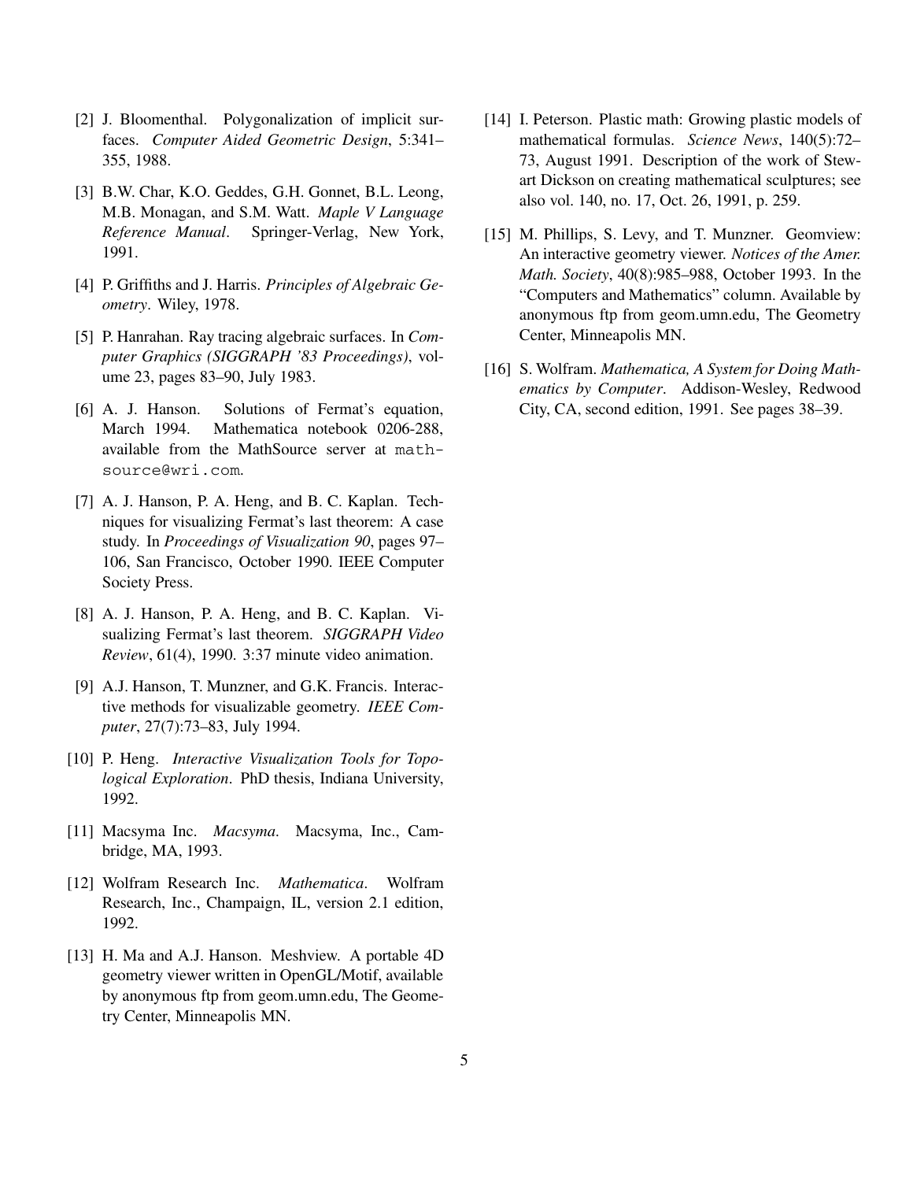[2] J. Bloomenthal. Polygonalization of implicit surfaces. *Computer Aided Geometric Design*, 5:341–355, 1988.

[3] B.W. Char, K.O. Geddes, G.H. Gonnet, B.L. Leong, M.B. Monagan, and S.M. Watt. *Maple V Language Reference Manual*. Springer-Verlag, New York, 1991.

[4] P. Griffiths and J. Harris. *Principles of Algebraic Geometry*. Wiley, 1978.

[5] P. Hanrahan. Ray tracing algebraic surfaces. In *Computer Graphics (SIGGRAPH '83 Proceedings)*, volume 23, pages 83–90, July 1983.

[6] A. J. Hanson. Solutions of Fermat's equation, March 1994. Mathematica notebook 0206-288, available from the MathSource server at `mathsource@wri.com`.

[7] A. J. Hanson, P. A. Heng, and B. C. Kaplan. Techniques for visualizing Fermat's last theorem: A case study. In *Proceedings of Visualization 90*, pages 97–106, San Francisco, October 1990. IEEE Computer Society Press.

[8] A. J. Hanson, P. A. Heng, and B. C. Kaplan. Visualizing Fermat's last theorem. *SIGGRAPH Video Review*, 61(4), 1990. 3:37 minute video animation.

[9] A.J. Hanson, T. Munzner, and G.K. Francis. Interactive methods for visualizable geometry. *IEEE Computer*, 27(7):73–83, July 1994.

[10] P. Heng. *Interactive Visualization Tools for Topological Exploration*. PhD thesis, Indiana University, 1992.

[11] Macsyma Inc. *Macsyma*. Macsyma, Inc., Cambridge, MA, 1993.

[12] Wolfram Research Inc. *Mathematica*. Wolfram Research, Inc., Champaign, IL, version 2.1 edition, 1992.

[13] H. Ma and A.J. Hanson. Meshview. A portable 4D geometry viewer written in OpenGL/Motif, available by anonymous ftp from geom.umn.edu, The Geometry Center, Minneapolis MN.

[14] I. Peterson. Plastic math: Growing plastic models of mathematical formulas. *Science News*, 140(5):72–73, August 1991. Description of the work of Stewart Dickson on creating mathematical sculptures; see also vol. 140, no. 17, Oct. 26, 1991, p. 259.

[15] M. Phillips, S. Levy, and T. Munzner. Geomview: An interactive geometry viewer. *Notices of the Amer. Math. Society*, 40(8):985–988, October 1993. In the "Computers and Mathematics" column. Available by anonymous ftp from geom.umn.edu, The Geometry Center, Minneapolis MN.

[16] S. Wolfram. *Mathematica, A System for Doing Mathematics by Computer*. Addison-Wesley, Redwood City, CA, second edition, 1991. See pages 38–39.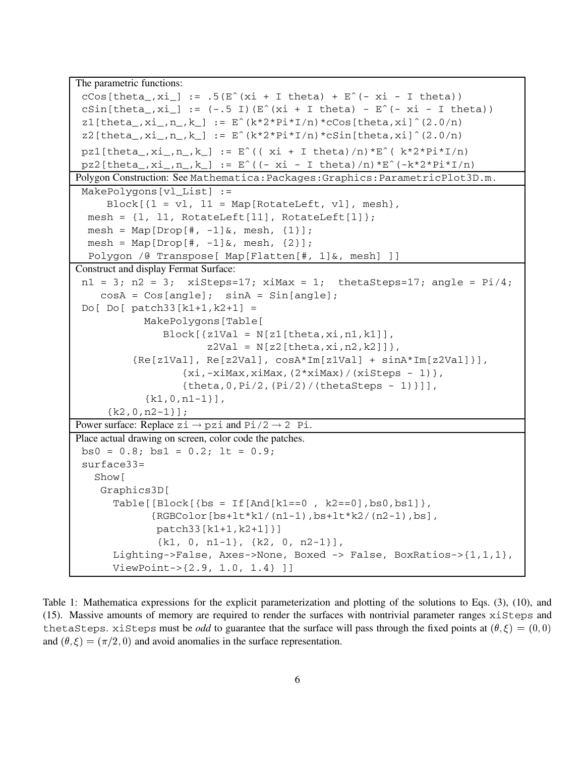The parametric functions:

```
cCos[theta_,xi_] := .5(E^(xi + I theta) + E^(- xi - I theta))
cSin[theta_,xi_] := (-.5 I)(E^(xi + I theta) - E^(- xi - I theta))
z1[theta_,xi_,n_,k_] := E^(k*2*Pi*I/n)*cCos[theta,xi]^(2.0/n)
z2[theta_,xi_,n_,k_] := E^(k*2*Pi*I/n)*cSin[theta,xi]^(2.0/n)
pz1[theta_,xi_,n_,k_] := E^(( xi + I theta)/n)*E^( k*2*Pi*I/n)
pz2[theta_,xi_,n_,k_] := E^((- xi - I theta)/n)*E^(-k*2*Pi*I/n)
```

Polygon Construction: See `Mathematica:Packages:Graphics:ParametricPlot3D.m`.

```
MakePolygons[vl_List] :=
    Block[{l = vl, l1 = Map[RotateLeft, vl], mesh},
  mesh = {l, l1, RotateLeft[l1], RotateLeft[l]};
  mesh = Map[Drop[#, -1]&, mesh, {1}];
  mesh = Map[Drop[#, -1]&, mesh, {2}];
  Polygon /@ Transpose[ Map[Flatten[#, 1]&, mesh] ]
```

Construct and display Fermat Surface:

```
n1 = 3; n2 = 3;  xiSteps=17; xiMax = 1;  thetaSteps=17; angle = Pi/4;
   cosA = Cos[angle];  sinA = Sin[angle];
Do[ Do[ patch33[k1+1,k2+1] =
          MakePolygons[Table[
             Block[{z1Val = N[z1[theta,xi,n1,k1]],
                    z2Val = N[z2[theta,xi,n2,k2]]},
        {Re[z1Val], Re[z2Val], cosA*Im[z1Val] + sinA*Im[z2Val]}],
                 {xi,-xiMax,xiMax,(2*xiMax)/(xiSteps - 1)},
                 {theta,0,Pi/2,(Pi/2)/(thetaSteps - 1)}]],
          {k1,0,n1-1}],
     {k2,0,n2-1}];
```

Power surface: Replace `zi` → `pzi` and `Pi/2` → `2 Pi`.

Place actual drawing on screen, color code the patches.

```
bs0 = 0.8; bs1 = 0.2; lt = 0.9;
surface33=
  Show[
   Graphics3D[
     Table[[Block[{bs = If[And[k1==0 , k2==0],bs0,bs1]},
           {RGBColor[bs+lt*k1/(n1-1),bs+lt*k2/(n2-1),bs],
            patch33[k1+1,k2+1]}]
            {k1, 0, n1-1}, {k2, 0, n2-1}],
     Lighting->False, Axes->None, Boxed -> False, BoxRatios->{1,1,1},
     ViewPoint->{2.9, 1.0, 1.4} ]]
```

Table 1: Mathematica expressions for the explicit parameterization and plotting of the solutions to Eqs. (3), (10), and (15). Massive amounts of memory are required to render the surfaces with nontrivial parameter ranges `xiSteps` and `thetaSteps`. `xiSteps` must be *odd* to guarantee that the surface will pass through the fixed points at $(\theta, \xi) = (0, 0)$ and $(\theta, \xi) = (\pi/2, 0)$ and avoid anomalies in the surface representation.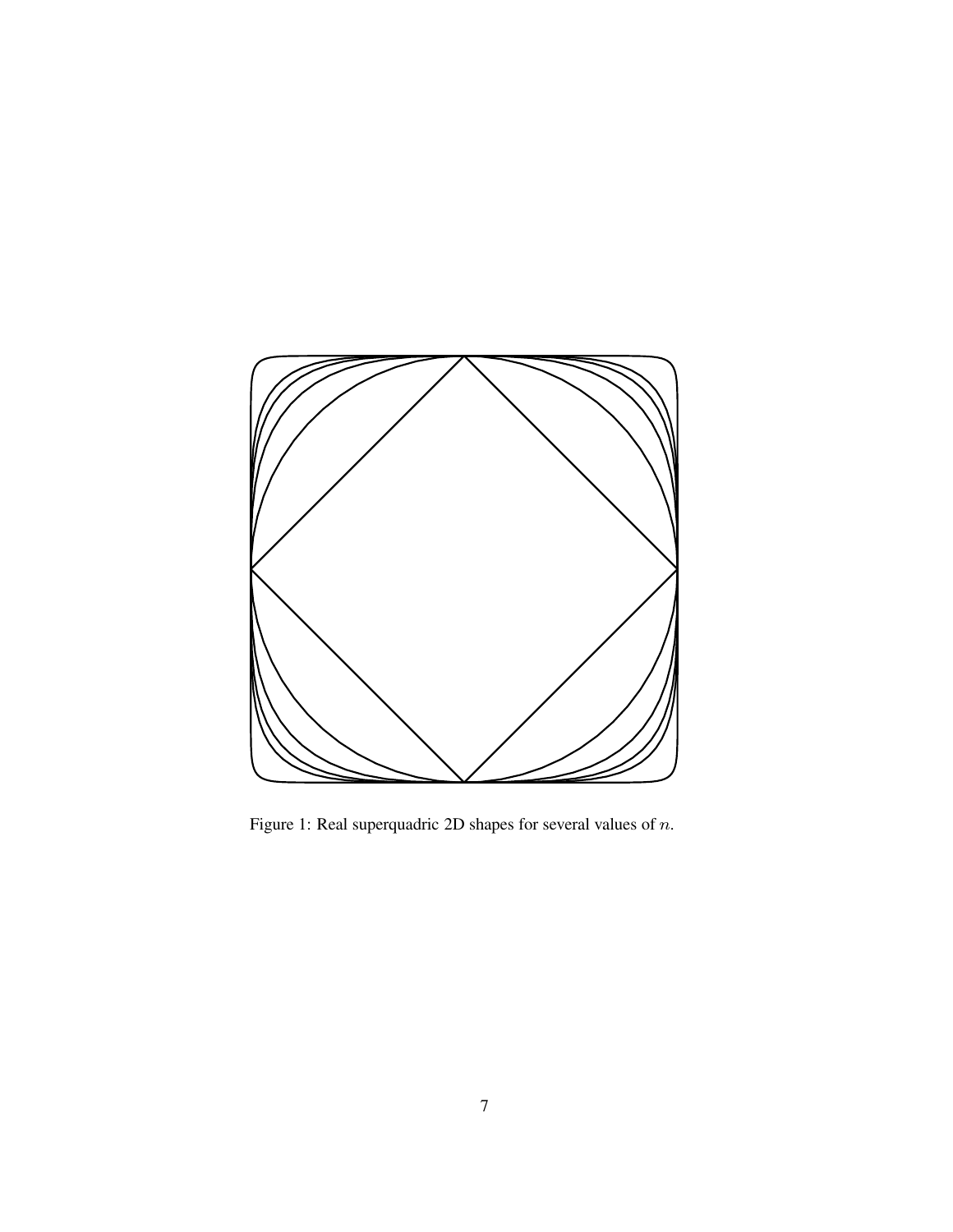Figure 1: Real superquadric 2D shapes for several values of $n$.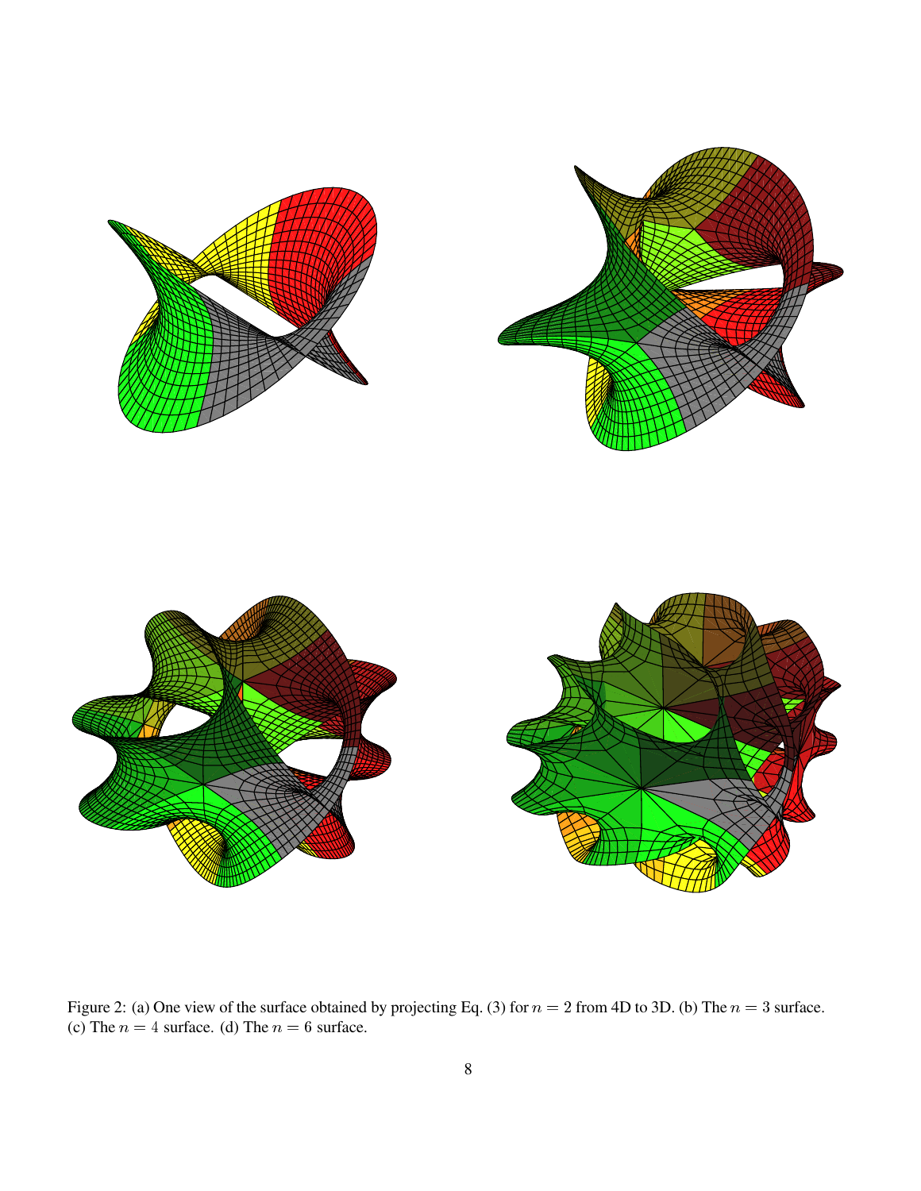Figure 2: (a) One view of the surface obtained by projecting Eq. (3) for $n = 2$ from 4D to 3D. (b) The $n = 3$ surface. (c) The $n = 4$ surface. (d) The $n = 6$ surface.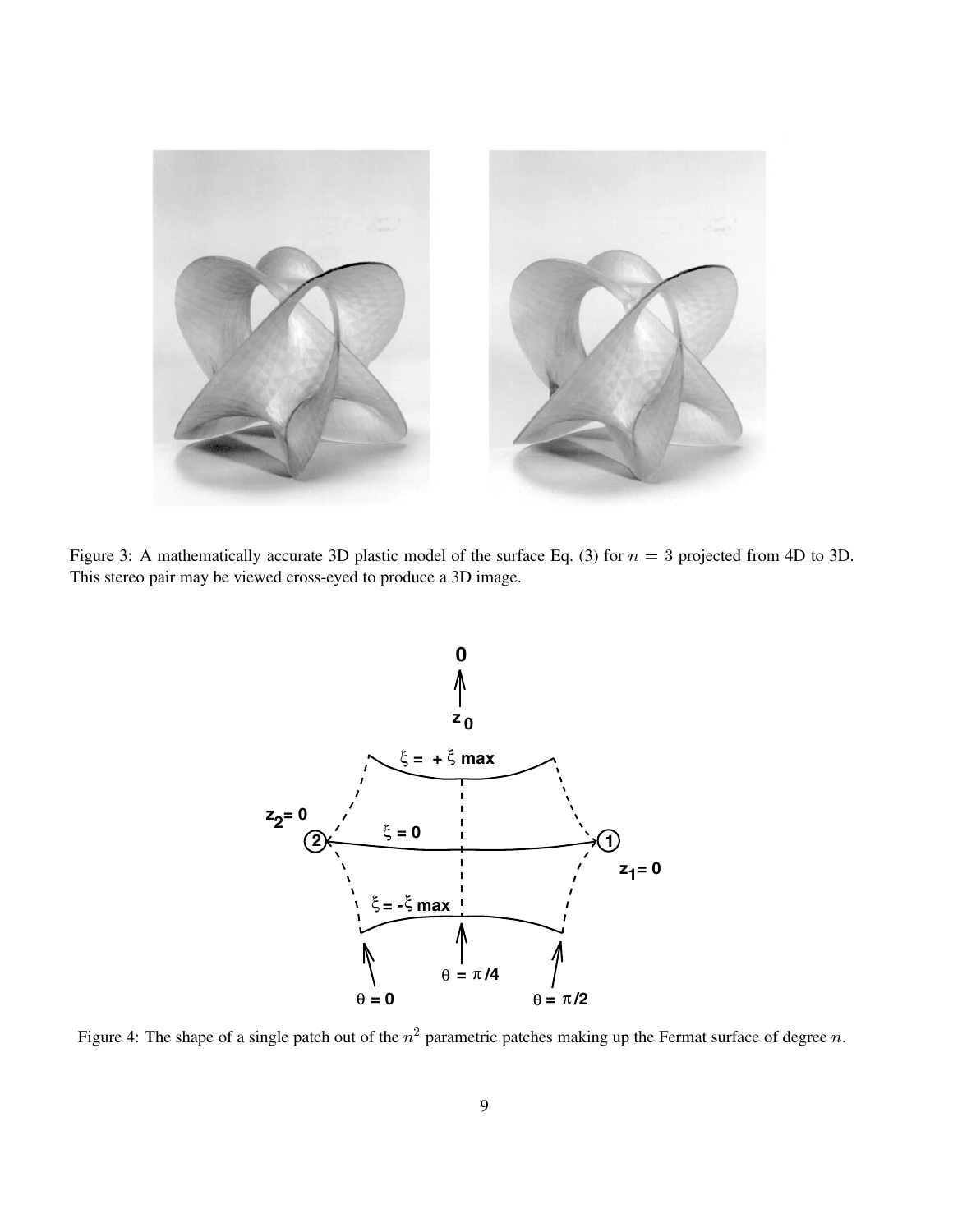Figure 3: A mathematically accurate 3D plastic model of the surface Eq. (3) for $n = 3$ projected from 4D to 3D. This stereo pair may be viewed cross-eyed to produce a 3D image.

Figure 4: The shape of a single patch out of the $n^2$ parametric patches making up the Fermat surface of degree $n$.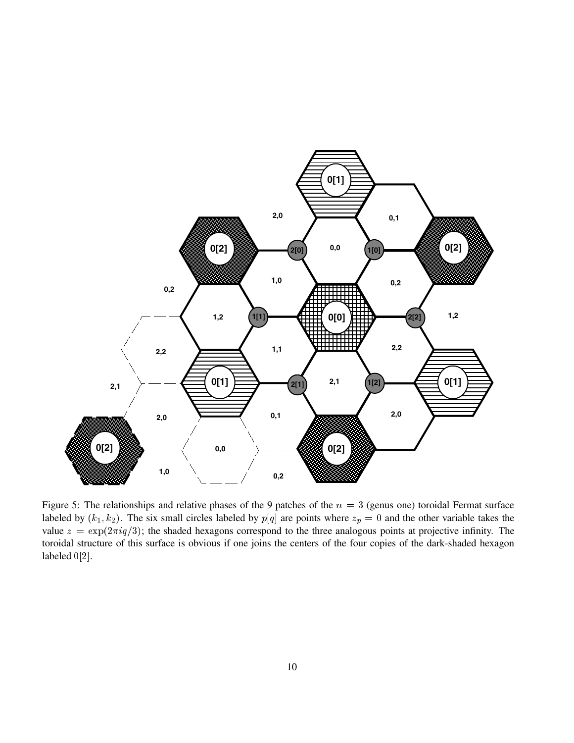Figure 5: The relationships and relative phases of the 9 patches of the $n = 3$ (genus one) toroidal Fermat surface labeled by $(k_1, k_2)$. The six small circles labeled by $p[q]$ are points where $z_p = 0$ and the other variable takes the value $z = \exp(2\pi iq/3)$; the shaded hexagons correspond to the three analogous points at projective infinity. The toroidal structure of this surface is obvious if one joins the centers of the four copies of the dark-shaded hexagon labeled $0[2]$.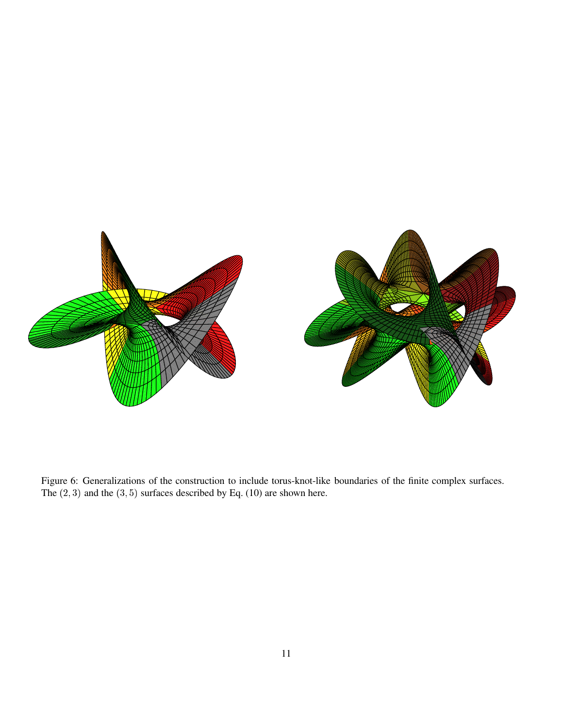Figure 6: Generalizations of the construction to include torus-knot-like boundaries of the finite complex surfaces. The $(2, 3)$ and the $(3, 5)$ surfaces described by Eq. (10) are shown here.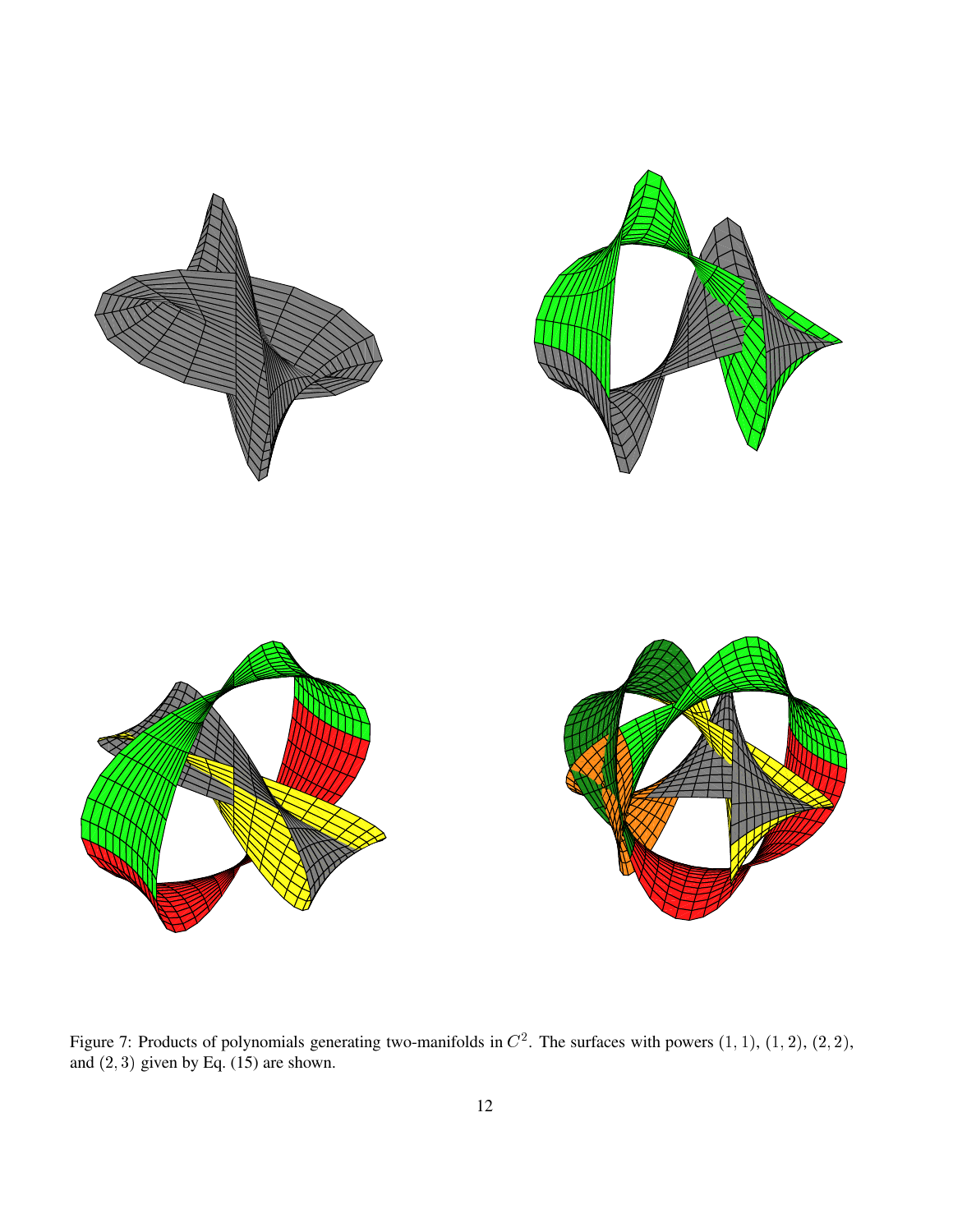Figure 7: Products of polynomials generating two-manifolds in $C^2$. The surfaces with powers $(1,1)$, $(1,2)$, $(2,2)$, and $(2,3)$ given by Eq. (15) are shown.